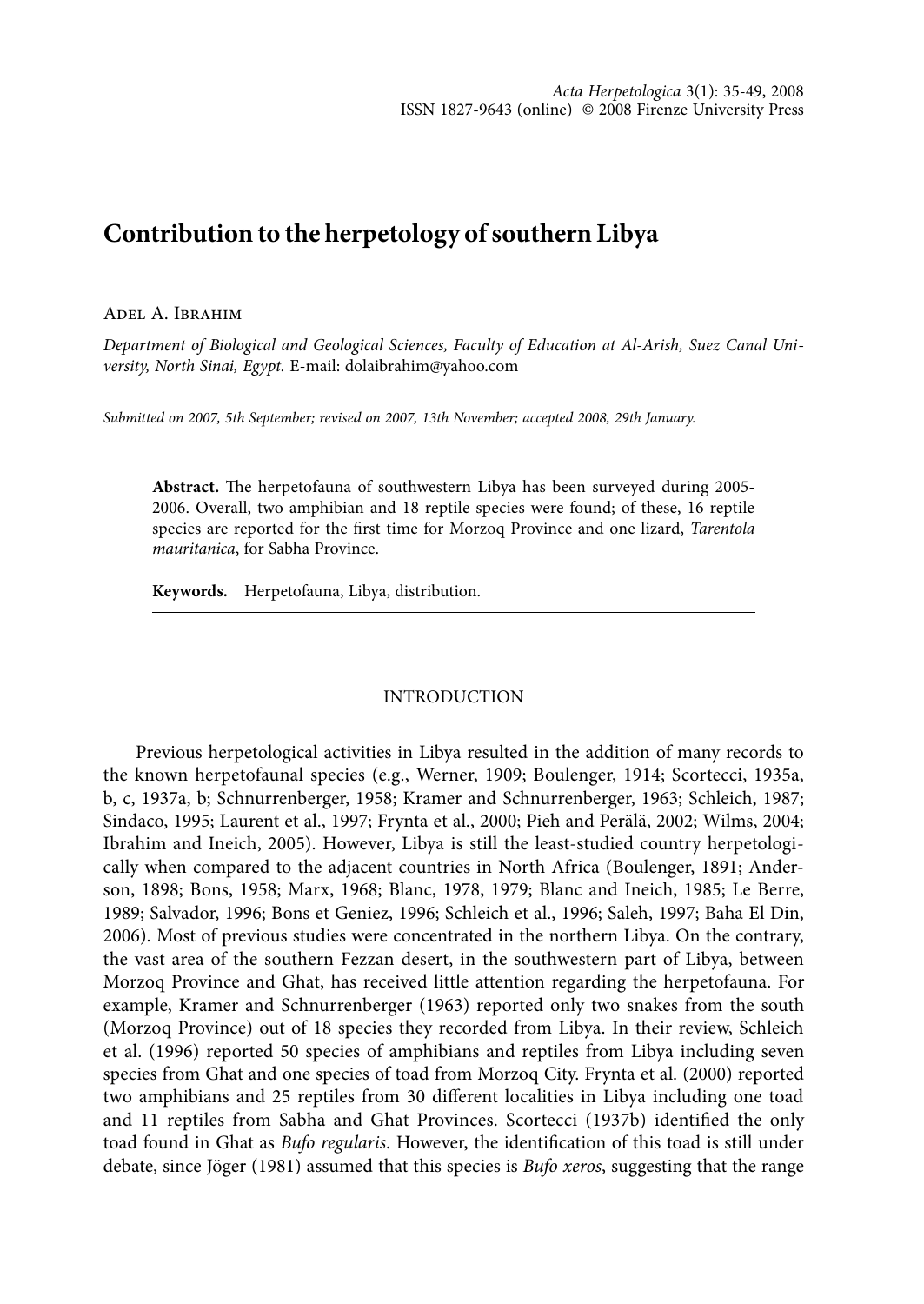# Contribution to the herpetology of southern Libya

Adel A. Ibrahim

*Department of Biological and Geological Sciences, Faculty of Education at Al-Arish, Suez Canal University, North Sinai, Egypt.* E-mail: dolaibrahim@yahoo.com

*Submitted on 2007, 5th September; revised on 2007, 13th November; accepted 2008, 29th January.*

**Abstract.** The herpetofauna of southwestern Libya has been surveyed during 2005-2006. Overall, two amphibian and 18 reptile species were found; of these, 16 reptile species are reported for the first time for Morzoq Province and one lizard, *Tarentola mauritanica*, for Sabha Province.

**Keywords.** Herpetofauna, Libya, distribution.

## INTRODUCTION

Previous herpetological activities in Libya resulted in the addition of many records to the known herpetofaunal species (e.g., Werner, 1909; Boulenger, 1914; Scortecci, 1935a, b, c, 1937a, b; Schnurrenberger, 1958; Kramer and Schnurrenberger, 1963; Schleich, 1987; Sindaco, 1995; Laurent et al., 1997; Frynta et al., 2000; Pieh and Perälä, 2002; Wilms, 2004; Ibrahim and Ineich, 2005). However, Libya is still the least-studied country herpetologically when compared to the adjacent countries in North Africa (Boulenger, 1891; Anderson, 1898; Bons, 1958; Marx, 1968; Blanc, 1978, 1979; Blanc and Ineich, 1985; Le Berre, 1989; Salvador, 1996; Bons et Geniez, 1996; Schleich et al., 1996; Saleh, 1997; Baha El Din, 2006). Most of previous studies were concentrated in the northern Libya. On the contrary, the vast area of the southern Fezzan desert, in the southwestern part of Libya, between Morzoq Province and Ghat, has received little attention regarding the herpetofauna. For example, Kramer and Schnurrenberger (1963) reported only two snakes from the south (Morzoq Province) out of 18 species they recorded from Libya. In their review, Schleich et al. (1996) reported 50 species of amphibians and reptiles from Libya including seven species from Ghat and one species of toad from Morzoq City. Frynta et al. (2000) reported two amphibians and 25 reptiles from 30 different localities in Libya including one toad and 11 reptiles from Sabha and Ghat Provinces. Scortecci (1937b) identified the only toad found in Ghat as *Bufo regularis*. However, the identification of this toad is still under debate, since Jöger (1981) assumed that this species is *Bufo xeros*, suggesting that the range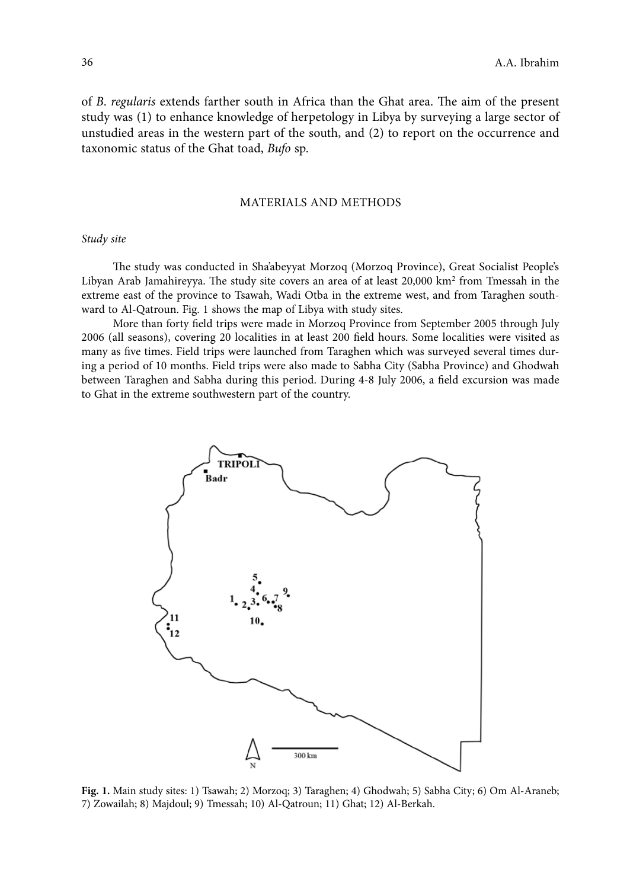of *B. regularis* extends farther south in Africa than the Ghat area. The aim of the present study was (1) to enhance knowledge of herpetology in Libya by surveying a large sector of unstudied areas in the western part of the south, and (2) to report on the occurrence and taxonomic status of the Ghat toad, *Bufo* sp.

## MATERIALS AND METHODS

### *Study site*

The study was conducted in Sha'abeyyat Morzoq (Morzoq Province), Great Socialist People's Libyan Arab Jamahireyya. The study site covers an area of at least 20,000 km$^2$ from Tmessah in the extreme east of the province to Tsawah, Wadi Otba in the extreme west, and from Taraghen southward to Al-Qatroun. Fig. 1 shows the map of Libya with study sites.

More than forty field trips were made in Morzoq Province from September 2005 through July 2006 (all seasons), covering 20 localities in at least 200 field hours. Some localities were visited as many as five times. Field trips were launched from Taraghen which was surveyed several times during a period of 10 months. Field trips were also made to Sabha City (Sabha Province) and Ghodwah between Taraghen and Sabha during this period. During 4-8 July 2006, a field excursion was made to Ghat in the extreme southwestern part of the country.

**Fig. 1.** Main study sites: 1) Tsawah; 2) Morzoq; 3) Taraghen; 4) Ghodwah; 5) Sabha City; 6) Om Al-Araneb; 7) Zowailah; 8) Majdoul; 9) Tmessah; 10) Al-Qatroun; 11) Ghat; 12) Al-Berkah.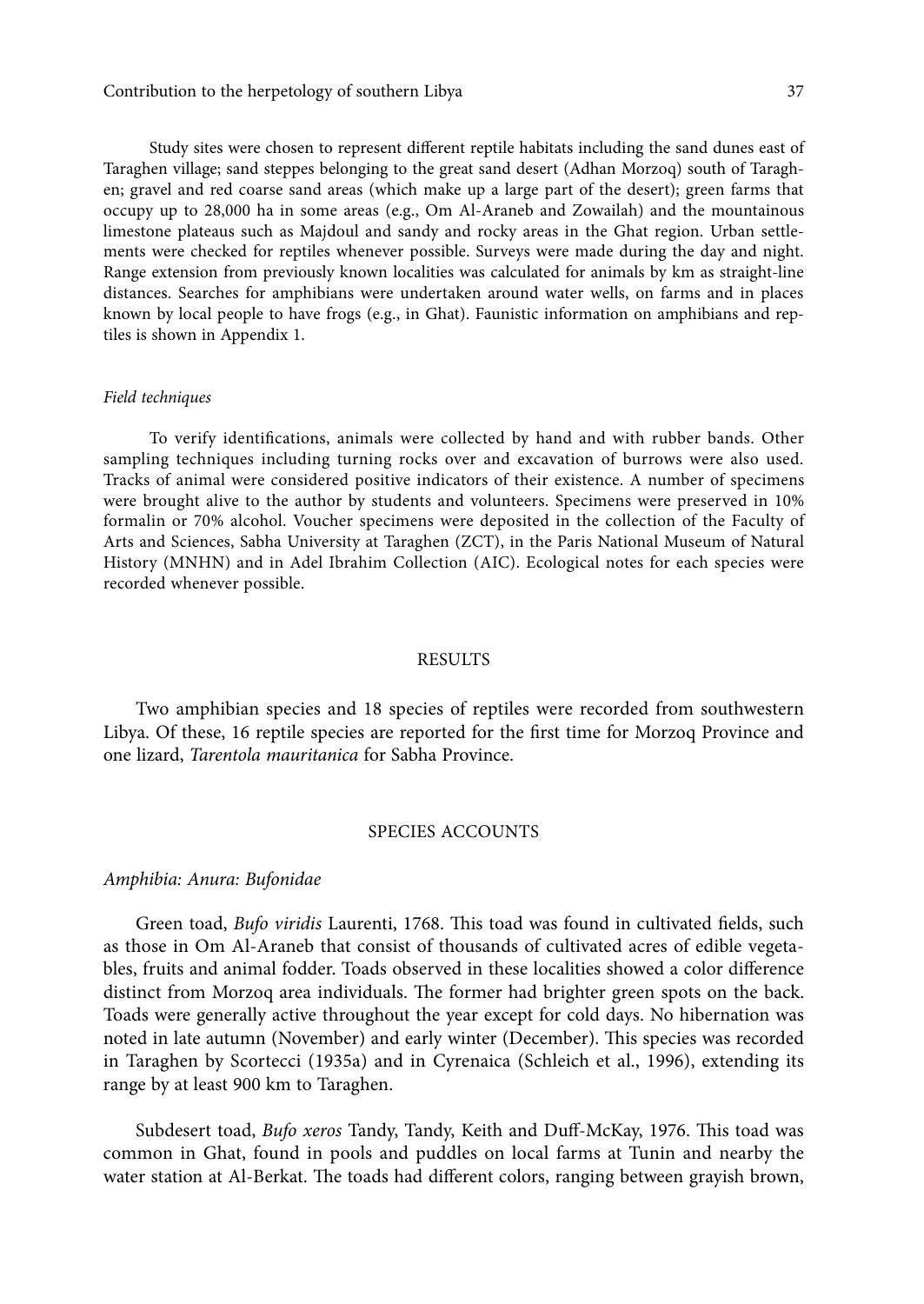Study sites were chosen to represent different reptile habitats including the sand dunes east of Taraghen village; sand steppes belonging to the great sand desert (Adhan Morzoq) south of Taraghen; gravel and red coarse sand areas (which make up a large part of the desert); green farms that occupy up to 28,000 ha in some areas (e.g., Om Al-Araneb and Zowailah) and the mountainous limestone plateaus such as Majdoul and sandy and rocky areas in the Ghat region. Urban settlements were checked for reptiles whenever possible. Surveys were made during the day and night. Range extension from previously known localities was calculated for animals by km as straight-line distances. Searches for amphibians were undertaken around water wells, on farms and in places known by local people to have frogs (e.g., in Ghat). Faunistic information on amphibians and reptiles is shown in Appendix 1.

*Field techniques*

To verify identifications, animals were collected by hand and with rubber bands. Other sampling techniques including turning rocks over and excavation of burrows were also used. Tracks of animal were considered positive indicators of their existence. A number of specimens were brought alive to the author by students and volunteers. Specimens were preserved in 10% formalin or 70% alcohol. Voucher specimens were deposited in the collection of the Faculty of Arts and Sciences, Sabha University at Taraghen (ZCT), in the Paris National Museum of Natural History (MNHN) and in Adel Ibrahim Collection (AIC). Ecological notes for each species were recorded whenever possible.

## RESULTS

Two amphibian species and 18 species of reptiles were recorded from southwestern Libya. Of these, 16 reptile species are reported for the first time for Morzoq Province and one lizard, *Tarentola mauritanica* for Sabha Province.

## SPECIES ACCOUNTS

*Amphibia: Anura: Bufonidae*

Green toad, *Bufo viridis* Laurenti, 1768. This toad was found in cultivated fields, such as those in Om Al-Araneb that consist of thousands of cultivated acres of edible vegetables, fruits and animal fodder. Toads observed in these localities showed a color difference distinct from Morzoq area individuals. The former had brighter green spots on the back. Toads were generally active throughout the year except for cold days. No hibernation was noted in late autumn (November) and early winter (December). This species was recorded in Taraghen by Scortecci (1935a) and in Cyrenaica (Schleich et al., 1996), extending its range by at least 900 km to Taraghen.

Subdesert toad, *Bufo xeros* Tandy, Tandy, Keith and Duff-McKay, 1976. This toad was common in Ghat, found in pools and puddles on local farms at Tunin and nearby the water station at Al-Berkat. The toads had different colors, ranging between grayish brown,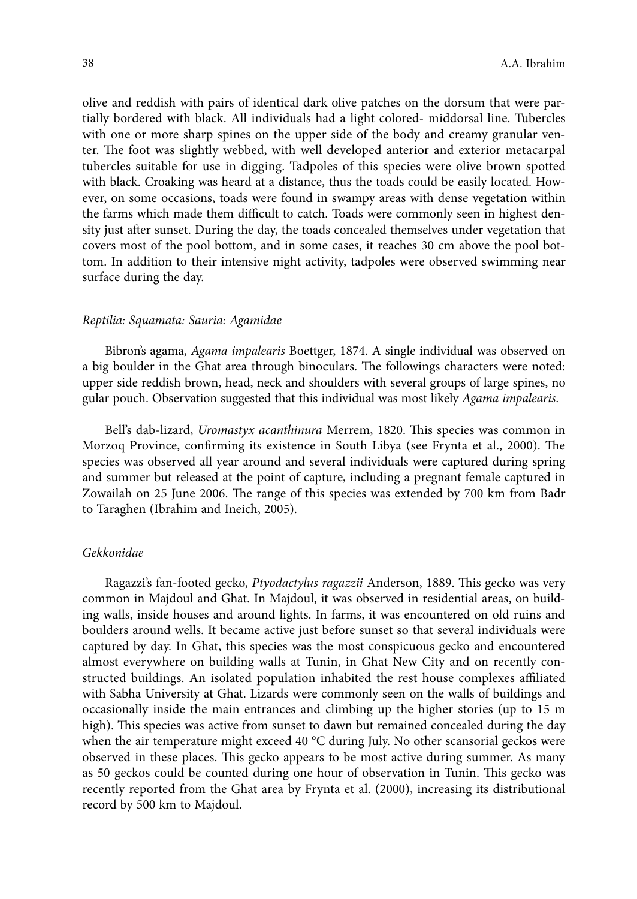olive and reddish with pairs of identical dark olive patches on the dorsum that were partially bordered with black. All individuals had a light colored- middorsal line. Tubercles with one or more sharp spines on the upper side of the body and creamy granular venter. The foot was slightly webbed, with well developed anterior and exterior metacarpal tubercles suitable for use in digging. Tadpoles of this species were olive brown spotted with black. Croaking was heard at a distance, thus the toads could be easily located. However, on some occasions, toads were found in swampy areas with dense vegetation within the farms which made them difficult to catch. Toads were commonly seen in highest density just after sunset. During the day, the toads concealed themselves under vegetation that covers most of the pool bottom, and in some cases, it reaches 30 cm above the pool bottom. In addition to their intensive night activity, tadpoles were observed swimming near surface during the day.

### *Reptilia: Squamata: Sauria: Agamidae*

Bibron's agama, *Agama impalearis* Boettger, 1874. A single individual was observed on a big boulder in the Ghat area through binoculars. The followings characters were noted: upper side reddish brown, head, neck and shoulders with several groups of large spines, no gular pouch. Observation suggested that this individual was most likely *Agama impalearis*.

Bell's dab-lizard, *Uromastyx acanthinura* Merrem, 1820. This species was common in Morzoq Province, confirming its existence in South Libya (see Frynta et al., 2000). The species was observed all year around and several individuals were captured during spring and summer but released at the point of capture, including a pregnant female captured in Zowailah on 25 June 2006. The range of this species was extended by 700 km from Badr to Taraghen (Ibrahim and Ineich, 2005).

### *Gekkonidae*

Ragazzi's fan-footed gecko, *Ptyodactylus ragazzii* Anderson, 1889. This gecko was very common in Majdoul and Ghat. In Majdoul, it was observed in residential areas, on building walls, inside houses and around lights. In farms, it was encountered on old ruins and boulders around wells. It became active just before sunset so that several individuals were captured by day. In Ghat, this species was the most conspicuous gecko and encountered almost everywhere on building walls at Tunin, in Ghat New City and on recently constructed buildings. An isolated population inhabited the rest house complexes affiliated with Sabha University at Ghat. Lizards were commonly seen on the walls of buildings and occasionally inside the main entrances and climbing up the higher stories (up to 15 m high). This species was active from sunset to dawn but remained concealed during the day when the air temperature might exceed 40 °C during July. No other scansorial geckos were observed in these places. This gecko appears to be most active during summer. As many as 50 geckos could be counted during one hour of observation in Tunin. This gecko was recently reported from the Ghat area by Frynta et al. (2000), increasing its distributional record by 500 km to Majdoul.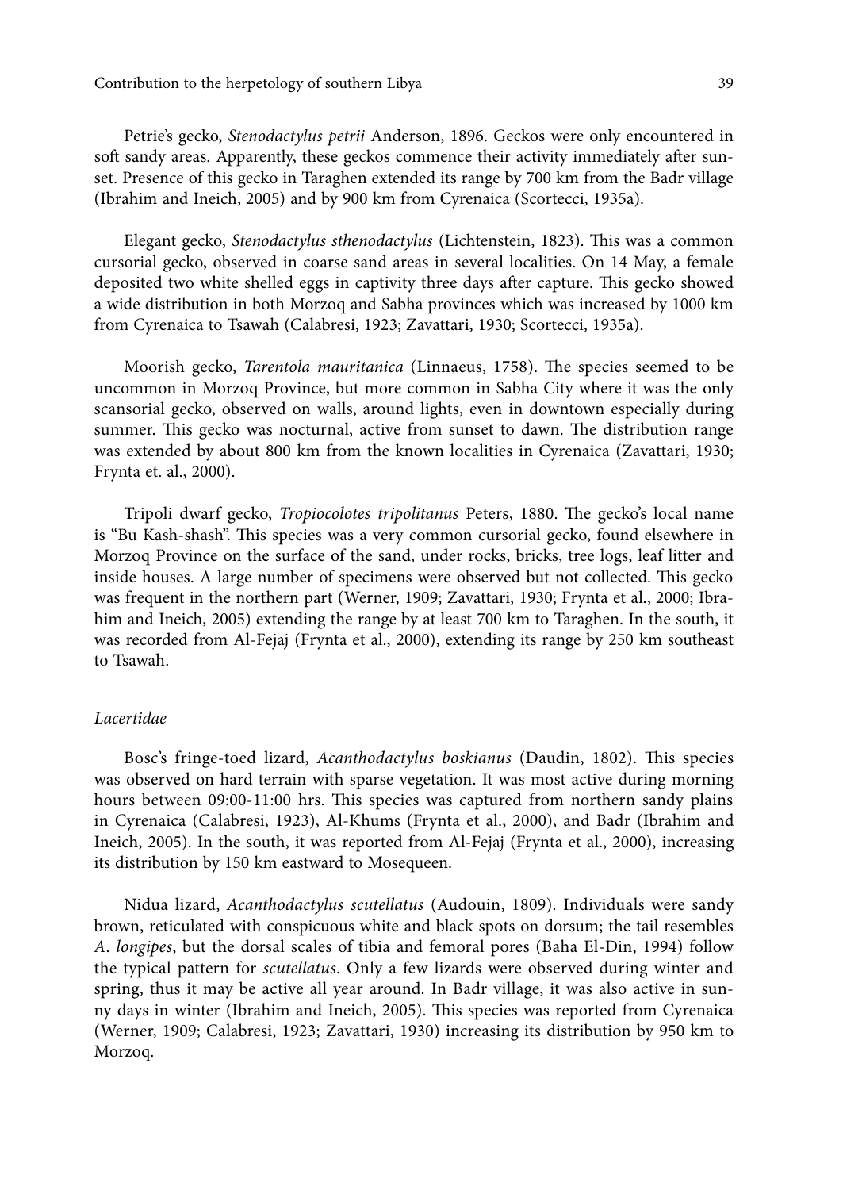Petrie's gecko, *Stenodactylus petrii* Anderson, 1896. Geckos were only encountered in soft sandy areas. Apparently, these geckos commence their activity immediately after sunset. Presence of this gecko in Taraghen extended its range by 700 km from the Badr village (Ibrahim and Ineich, 2005) and by 900 km from Cyrenaica (Scortecci, 1935a).

Elegant gecko, *Stenodactylus sthenodactylus* (Lichtenstein, 1823). This was a common cursorial gecko, observed in coarse sand areas in several localities. On 14 May, a female deposited two white shelled eggs in captivity three days after capture. This gecko showed a wide distribution in both Morzoq and Sabha provinces which was increased by 1000 km from Cyrenaica to Tsawah (Calabresi, 1923; Zavattari, 1930; Scortecci, 1935a).

Moorish gecko, *Tarentola mauritanica* (Linnaeus, 1758). The species seemed to be uncommon in Morzoq Province, but more common in Sabha City where it was the only scansorial gecko, observed on walls, around lights, even in downtown especially during summer. This gecko was nocturnal, active from sunset to dawn. The distribution range was extended by about 800 km from the known localities in Cyrenaica (Zavattari, 1930; Frynta et. al., 2000).

Tripoli dwarf gecko, *Tropiocolotes tripolitanus* Peters, 1880. The gecko's local name is "Bu Kash-shash". This species was a very common cursorial gecko, found elsewhere in Morzoq Province on the surface of the sand, under rocks, bricks, tree logs, leaf litter and inside houses. A large number of specimens were observed but not collected. This gecko was frequent in the northern part (Werner, 1909; Zavattari, 1930; Frynta et al., 2000; Ibrahim and Ineich, 2005) extending the range by at least 700 km to Taraghen. In the south, it was recorded from Al-Fejaj (Frynta et al., 2000), extending its range by 250 km southeast to Tsawah.

### *Lacertidae*

Bosc's fringe-toed lizard, *Acanthodactylus boskianus* (Daudin, 1802). This species was observed on hard terrain with sparse vegetation. It was most active during morning hours between 09:00-11:00 hrs. This species was captured from northern sandy plains in Cyrenaica (Calabresi, 1923), Al-Khums (Frynta et al., 2000), and Badr (Ibrahim and Ineich, 2005). In the south, it was reported from Al-Fejaj (Frynta et al., 2000), increasing its distribution by 150 km eastward to Mosequeen.

Nidua lizard, *Acanthodactylus scutellatus* (Audouin, 1809). Individuals were sandy brown, reticulated with conspicuous white and black spots on dorsum; the tail resembles *A. longipes*, but the dorsal scales of tibia and femoral pores (Baha El-Din, 1994) follow the typical pattern for *scutellatus*. Only a few lizards were observed during winter and spring, thus it may be active all year around. In Badr village, it was also active in sunny days in winter (Ibrahim and Ineich, 2005). This species was reported from Cyrenaica (Werner, 1909; Calabresi, 1923; Zavattari, 1930) increasing its distribution by 950 km to Morzoq.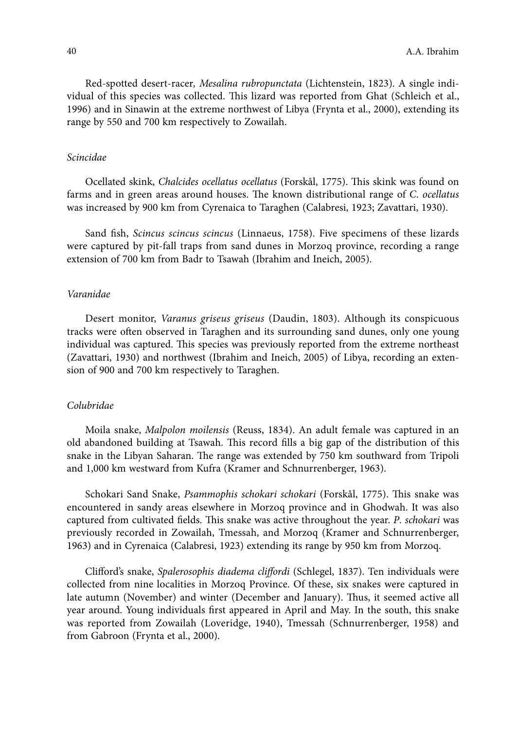Red-spotted desert-racer, *Mesalina rubropunctata* (Lichtenstein, 1823). A single individual of this species was collected. This lizard was reported from Ghat (Schleich et al., 1996) and in Sinawin at the extreme northwest of Libya (Frynta et al., 2000), extending its range by 550 and 700 km respectively to Zowailah.

### *Scincidae*

Ocellated skink, *Chalcides ocellatus ocellatus* (Forskål, 1775). This skink was found on farms and in green areas around houses. The known distributional range of *C. ocellatus* was increased by 900 km from Cyrenaica to Taraghen (Calabresi, 1923; Zavattari, 1930).

Sand fish, *Scincus scincus scincus* (Linnaeus, 1758). Five specimens of these lizards were captured by pit-fall traps from sand dunes in Morzoq province, recording a range extension of 700 km from Badr to Tsawah (Ibrahim and Ineich, 2005).

### *Varanidae*

Desert monitor, *Varanus griseus griseus* (Daudin, 1803). Although its conspicuous tracks were often observed in Taraghen and its surrounding sand dunes, only one young individual was captured. This species was previously reported from the extreme northeast (Zavattari, 1930) and northwest (Ibrahim and Ineich, 2005) of Libya, recording an extension of 900 and 700 km respectively to Taraghen.

### *Colubridae*

Moila snake, *Malpolon moilensis* (Reuss, 1834). An adult female was captured in an old abandoned building at Tsawah. This record fills a big gap of the distribution of this snake in the Libyan Saharan. The range was extended by 750 km southward from Tripoli and 1,000 km westward from Kufra (Kramer and Schnurrenberger, 1963).

Schokari Sand Snake, *Psammophis schokari schokari* (Forskål, 1775). This snake was encountered in sandy areas elsewhere in Morzoq province and in Ghodwah. It was also captured from cultivated fields. This snake was active throughout the year. *P. schokari* was previously recorded in Zowailah, Tmessah, and Morzoq (Kramer and Schnurrenberger, 1963) and in Cyrenaica (Calabresi, 1923) extending its range by 950 km from Morzoq.

Clifford's snake, *Spalerosophis diadema cliffordi* (Schlegel, 1837). Ten individuals were collected from nine localities in Morzoq Province. Of these, six snakes were captured in late autumn (November) and winter (December and January). Thus, it seemed active all year around. Young individuals first appeared in April and May. In the south, this snake was reported from Zowailah (Loveridge, 1940), Tmessah (Schnurrenberger, 1958) and from Gabroon (Frynta et al., 2000).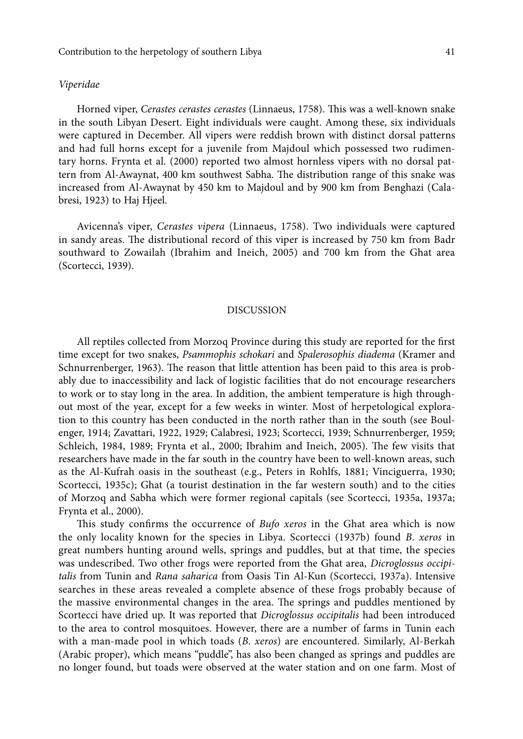### *Viperidae*

Horned viper, *Cerastes cerastes cerastes* (Linnaeus, 1758). This was a well-known snake in the south Libyan Desert. Eight individuals were caught. Among these, six individuals were captured in December. All vipers were reddish brown with distinct dorsal patterns and had full horns except for a juvenile from Majdoul which possessed two rudimentary horns. Frynta et al. (2000) reported two almost hornless vipers with no dorsal pattern from Al-Awaynat, 400 km southwest Sabha. The distribution range of this snake was increased from Al-Awaynat by 450 km to Majdoul and by 900 km from Benghazi (Calabresi, 1923) to Haj Hjeel.

Avicenna's viper, *Cerastes vipera* (Linnaeus, 1758). Two individuals were captured in sandy areas. The distributional record of this viper is increased by 750 km from Badr southward to Zowailah (Ibrahim and Ineich, 2005) and 700 km from the Ghat area (Scortecci, 1939).

## DISCUSSION

All reptiles collected from Morzoq Province during this study are reported for the first time except for two snakes, *Psammophis schokari* and *Spalerosophis diadema* (Kramer and Schnurrenberger, 1963). The reason that little attention has been paid to this area is probably due to inaccessibility and lack of logistic facilities that do not encourage researchers to work or to stay long in the area. In addition, the ambient temperature is high throughout most of the year, except for a few weeks in winter. Most of herpetological exploration to this country has been conducted in the north rather than in the south (see Boulenger, 1914; Zavattari, 1922, 1929; Calabresi, 1923; Scortecci, 1939; Schnurrenberger, 1959; Schleich, 1984, 1989; Frynta et al., 2000; Ibrahim and Ineich, 2005). The few visits that researchers have made in the far south in the country have been to well-known areas, such as the Al-Kufrah oasis in the southeast (e.g., Peters in Rohlfs, 1881; Vinciguerra, 1930; Scortecci, 1935c); Ghat (a tourist destination in the far western south) and to the cities of Morzoq and Sabha which were former regional capitals (see Scortecci, 1935a, 1937a; Frynta et al., 2000).

This study confirms the occurrence of *Bufo xeros* in the Ghat area which is now the only locality known for the species in Libya. Scortecci (1937b) found *B. xeros* in great numbers hunting around wells, springs and puddles, but at that time, the species was undescribed. Two other frogs were reported from the Ghat area, *Dicroglossus occipitalis* from Tunin and *Rana saharica* from Oasis Tin Al-Kun (Scortecci, 1937a). Intensive searches in these areas revealed a complete absence of these frogs probably because of the massive environmental changes in the area. The springs and puddles mentioned by Scortecci have dried up. It was reported that *Dicroglossus occipitalis* had been introduced to the area to control mosquitoes. However, there are a number of farms in Tunin each with a man-made pool in which toads (*B. xeros*) are encountered. Similarly, Al-Berkah (Arabic proper), which means "puddle", has also been changed as springs and puddles are no longer found, but toads were observed at the water station and on one farm. Most of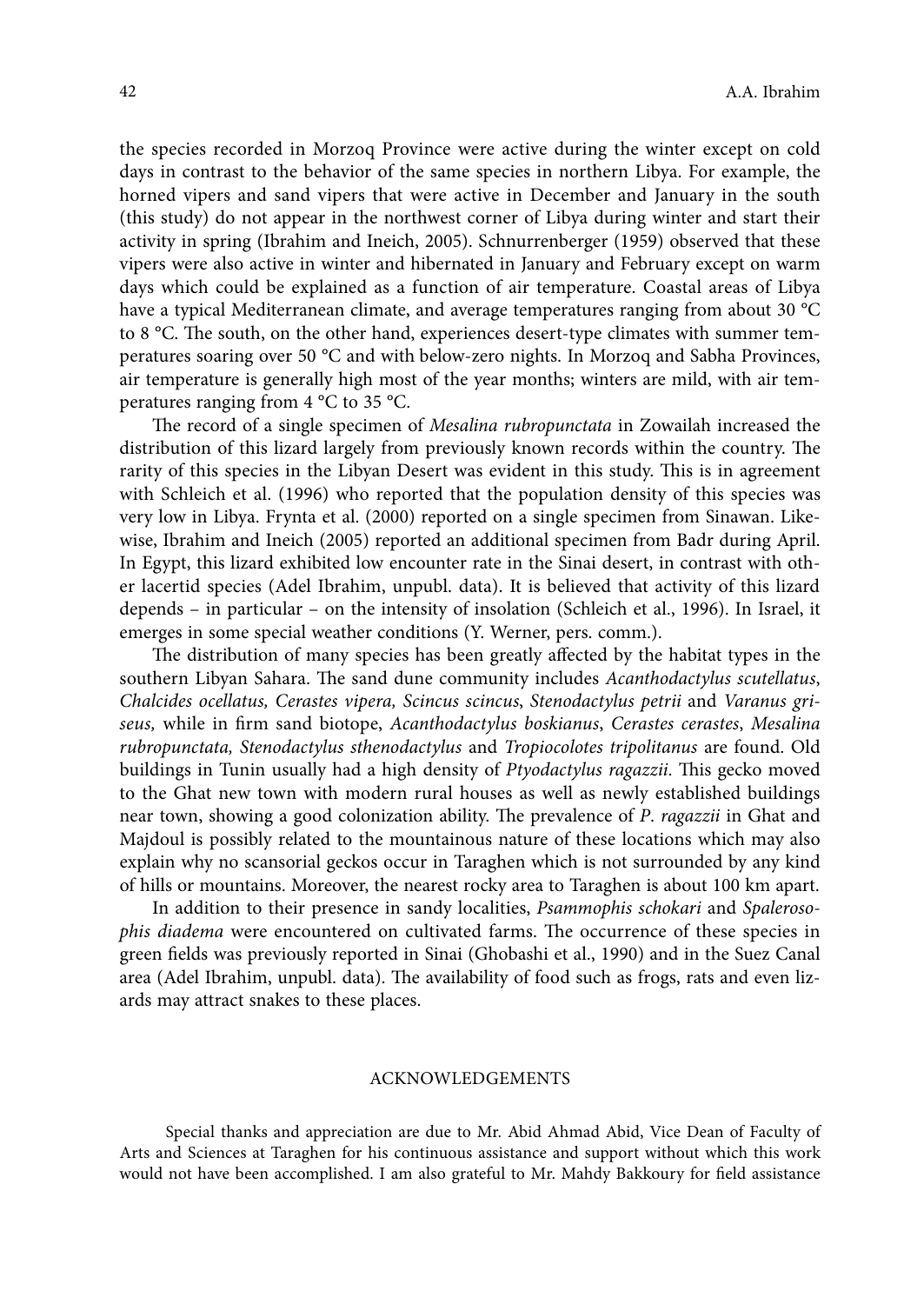the species recorded in Morzoq Province were active during the winter except on cold days in contrast to the behavior of the same species in northern Libya. For example, the horned vipers and sand vipers that were active in December and January in the south (this study) do not appear in the northwest corner of Libya during winter and start their activity in spring (Ibrahim and Ineich, 2005). Schnurrenberger (1959) observed that these vipers were also active in winter and hibernated in January and February except on warm days which could be explained as a function of air temperature. Coastal areas of Libya have a typical Mediterranean climate, and average temperatures ranging from about 30 °C to 8 °C. The south, on the other hand, experiences desert-type climates with summer temperatures soaring over 50 °C and with below-zero nights. In Morzoq and Sabha Provinces, air temperature is generally high most of the year months; winters are mild, with air temperatures ranging from 4 °C to 35 °C.

The record of a single specimen of *Mesalina rubropunctata* in Zowailah increased the distribution of this lizard largely from previously known records within the country. The rarity of this species in the Libyan Desert was evident in this study. This is in agreement with Schleich et al. (1996) who reported that the population density of this species was very low in Libya. Frynta et al. (2000) reported on a single specimen from Sinawan. Likewise, Ibrahim and Ineich (2005) reported an additional specimen from Badr during April. In Egypt, this lizard exhibited low encounter rate in the Sinai desert, in contrast with other lacertid species (Adel Ibrahim, unpubl. data). It is believed that activity of this lizard depends – in particular – on the intensity of insolation (Schleich et al., 1996). In Israel, it emerges in some special weather conditions (Y. Werner, pers. comm.).

The distribution of many species has been greatly affected by the habitat types in the southern Libyan Sahara. The sand dune community includes *Acanthodactylus scutellatus*, *Chalcides ocellatus, Cerastes vipera, Scincus scincus*, *Stenodactylus petrii* and *Varanus griseus,* while in firm sand biotope, *Acanthodactylus boskianus*, *Cerastes cerastes*, *Mesalina rubropunctata, Stenodactylus sthenodactylus* and *Tropiocolotes tripolitanus* are found. Old buildings in Tunin usually had a high density of *Ptyodactylus ragazzii*. This gecko moved to the Ghat new town with modern rural houses as well as newly established buildings near town, showing a good colonization ability. The prevalence of *P. ragazzii* in Ghat and Majdoul is possibly related to the mountainous nature of these locations which may also explain why no scansorial geckos occur in Taraghen which is not surrounded by any kind of hills or mountains. Moreover, the nearest rocky area to Taraghen is about 100 km apart.

In addition to their presence in sandy localities, *Psammophis schokari* and *Spalerosophis diadema* were encountered on cultivated farms. The occurrence of these species in green fields was previously reported in Sinai (Ghobashi et al., 1990) and in the Suez Canal area (Adel Ibrahim, unpubl. data). The availability of food such as frogs, rats and even lizards may attract snakes to these places.

## ACKNOWLEDGEMENTS

Special thanks and appreciation are due to Mr. Abid Ahmad Abid, Vice Dean of Faculty of Arts and Sciences at Taraghen for his continuous assistance and support without which this work would not have been accomplished. I am also grateful to Mr. Mahdy Bakkoury for field assistance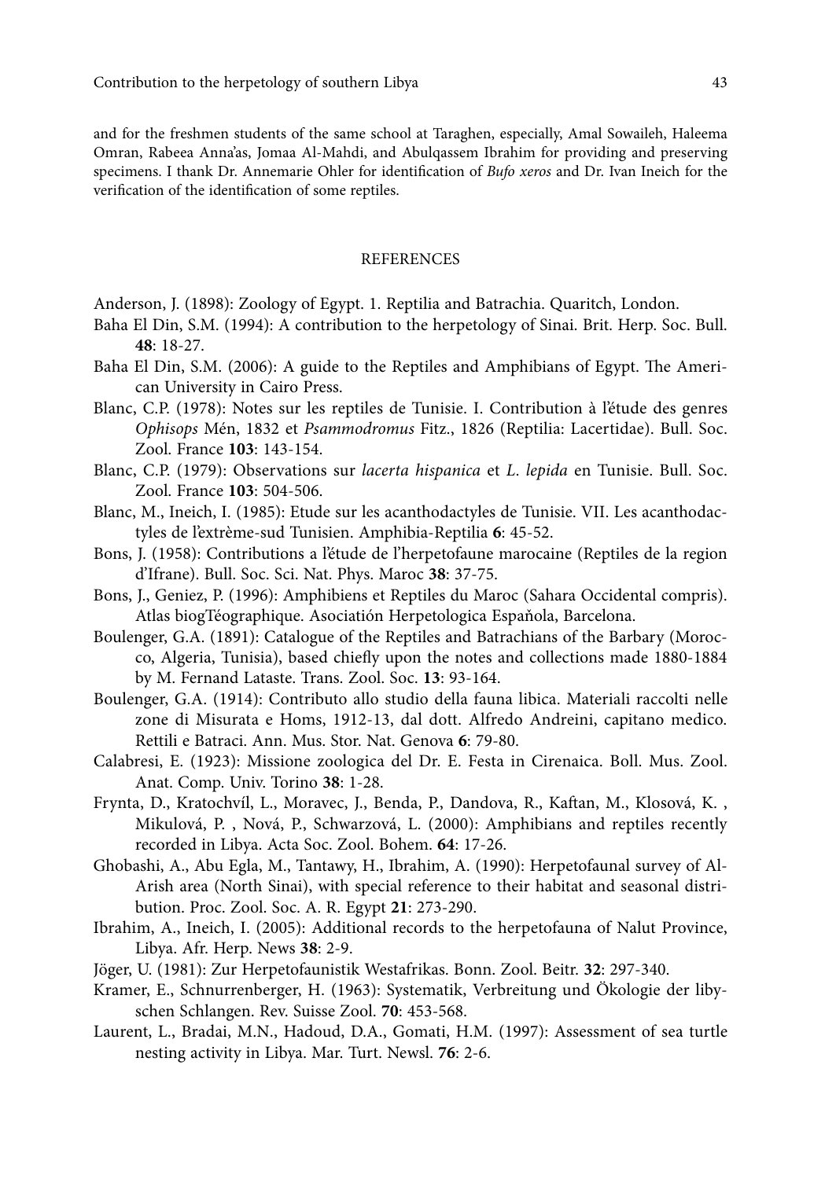and for the freshmen students of the same school at Taraghen, especially, Amal Sowaileh, Haleema Omran, Rabeea Anna'as, Jomaa Al-Mahdi, and Abulqassem Ibrahim for providing and preserving specimens. I thank Dr. Annemarie Ohler for identification of *Bufo xeros* and Dr. Ivan Ineich for the verification of the identification of some reptiles.

## REFERENCES

Anderson, J. (1898): Zoology of Egypt. 1. Reptilia and Batrachia. Quaritch, London.

Baha El Din, S.M. (1994): A contribution to the herpetology of Sinai. Brit. Herp. Soc. Bull. **48**: 18-27.

Baha El Din, S.M. (2006): A guide to the Reptiles and Amphibians of Egypt. The American University in Cairo Press.

Blanc, C.P. (1978): Notes sur les reptiles de Tunisie. I. Contribution à l'étude des genres *Ophisops* Mén, 1832 et *Psammodromus* Fitz., 1826 (Reptilia: Lacertidae). Bull. Soc. Zool. France **103**: 143-154.

Blanc, C.P. (1979): Observations sur *lacerta hispanica* et *L. lepida* en Tunisie. Bull. Soc. Zool. France **103**: 504-506.

Blanc, M., Ineich, I. (1985): Etude sur les acanthodactyles de Tunisie. VII. Les acanthodactyles de l'extrème-sud Tunisien. Amphibia-Reptilia **6**: 45-52.

Bons, J. (1958): Contributions a l'étude de l'herpetofaune marocaine (Reptiles de la region d'Ifrane). Bull. Soc. Sci. Nat. Phys. Maroc **38**: 37-75.

Bons, J., Geniez, P. (1996): Amphibiens et Reptiles du Maroc (Sahara Occidental compris). Atlas biogTéographique. Asociatión Herpetologica Española, Barcelona.

Boulenger, G.A. (1891): Catalogue of the Reptiles and Batrachians of the Barbary (Morocco, Algeria, Tunisia), based chiefly upon the notes and collections made 1880-1884 by M. Fernand Lataste. Trans. Zool. Soc. **13**: 93-164.

Boulenger, G.A. (1914): Contributo allo studio della fauna libica. Materiali raccolti nelle zone di Misurata e Homs, 1912-13, dal dott. Alfredo Andreini, capitano medico. Rettili e Batraci. Ann. Mus. Stor. Nat. Genova **6**: 79-80.

Calabresi, E. (1923): Missione zoologica del Dr. E. Festa in Cirenaica. Boll. Mus. Zool. Anat. Comp. Univ. Torino **38**: 1-28.

Frynta, D., Kratochvíl, L., Moravec, J., Benda, P., Dandova, R., Kaftan, M., Klosová, K. , Mikulová, P. , Nová, P., Schwarzová, L. (2000): Amphibians and reptiles recently recorded in Libya. Acta Soc. Zool. Bohem. **64**: 17-26.

Ghobashi, A., Abu Egla, M., Tantawy, H., Ibrahim, A. (1990): Herpetofaunal survey of Al-Arish area (North Sinai), with special reference to their habitat and seasonal distribution. Proc. Zool. Soc. A. R. Egypt **21**: 273-290.

Ibrahim, A., Ineich, I. (2005): Additional records to the herpetofauna of Nalut Province, Libya. Afr. Herp. News **38**: 2-9.

Jöger, U. (1981): Zur Herpetofaunistik Westafrikas. Bonn. Zool. Beitr. **32**: 297-340.

Kramer, E., Schnurrenberger, H. (1963): Systematik, Verbreitung und Ökologie der libyschen Schlangen. Rev. Suisse Zool. **70**: 453-568.

Laurent, L., Bradai, M.N., Hadoud, D.A., Gomati, H.M. (1997): Assessment of sea turtle nesting activity in Libya. Mar. Turt. Newsl. **76**: 2-6.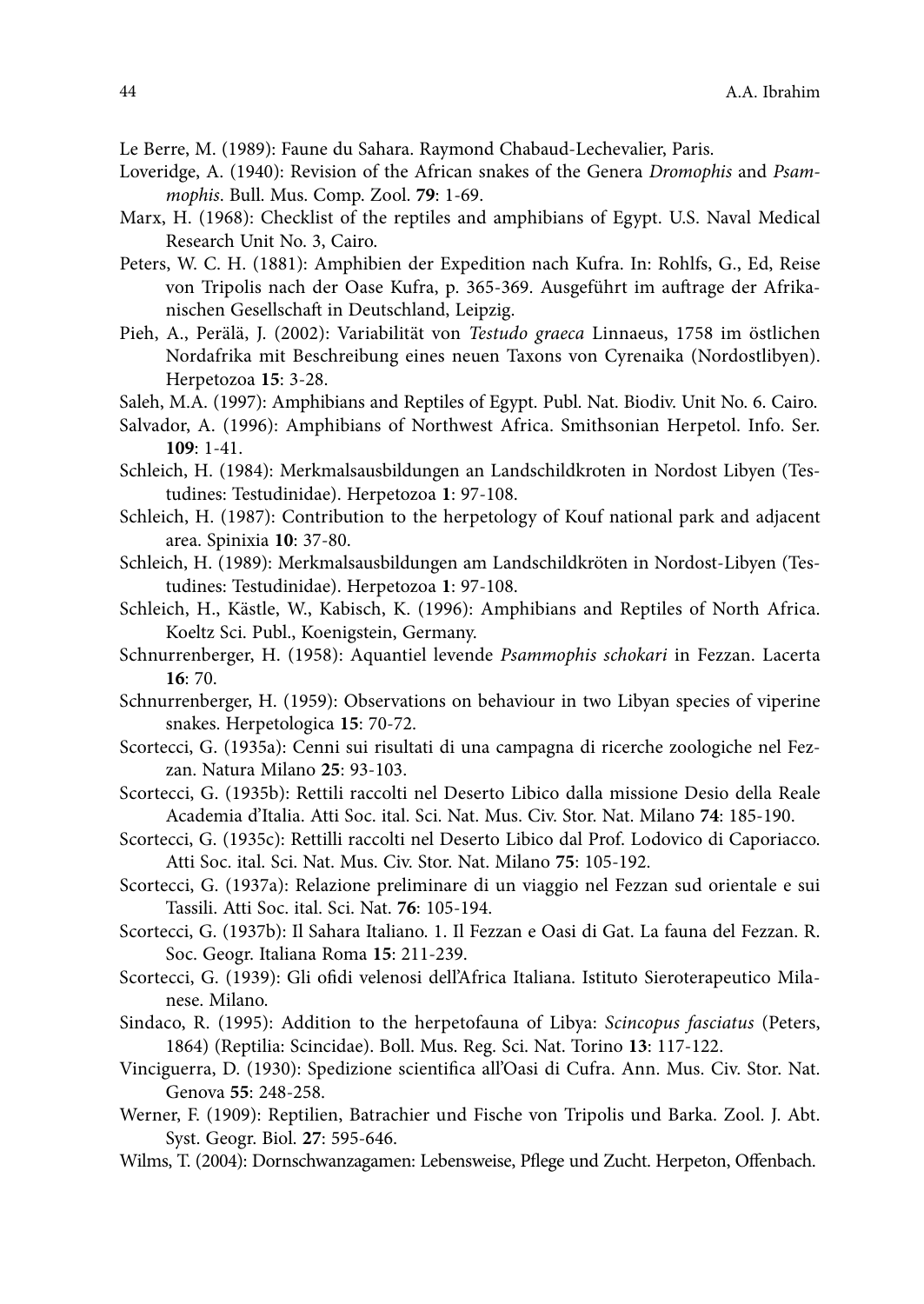Le Berre, M. (1989): Faune du Sahara. Raymond Chabaud-Lechevalier, Paris.

Loveridge, A. (1940): Revision of the African snakes of the Genera *Dromophis* and *Psammophis*. Bull. Mus. Comp. Zool. **79**: 1-69.

Marx, H. (1968): Checklist of the reptiles and amphibians of Egypt. U.S. Naval Medical Research Unit No. 3, Cairo.

Peters, W. C. H. (1881): Amphibien der Expedition nach Kufra. In: Rohlfs, G., Ed, Reise von Tripolis nach der Oase Kufra, p. 365-369. Ausgeführt im auftrage der Afrikanischen Gesellschaft in Deutschland, Leipzig.

Pieh, A., Perälä, J. (2002): Variabilität von *Testudo graeca* Linnaeus, 1758 im östlichen Nordafrika mit Beschreibung eines neuen Taxons von Cyrenaika (Nordostlibyen). Herpetozoa **15**: 3-28.

Saleh, M.A. (1997): Amphibians and Reptiles of Egypt. Publ. Nat. Biodiv. Unit No. 6. Cairo.

Salvador, A. (1996): Amphibians of Northwest Africa. Smithsonian Herpetol. Info. Ser. **109**: 1-41.

Schleich, H. (1984): Merkmalsausbildungen an Landschildkroten in Nordost Libyen (Testudines: Testudinidae). Herpetozoa **1**: 97-108.

Schleich, H. (1987): Contribution to the herpetology of Kouf national park and adjacent area. Spinixia **10**: 37-80.

Schleich, H. (1989): Merkmalsausbildungen am Landschildkröten in Nordost-Libyen (Testudines: Testudinidae). Herpetozoa **1**: 97-108.

Schleich, H., Kästle, W., Kabisch, K. (1996): Amphibians and Reptiles of North Africa. Koeltz Sci. Publ., Koenigstein, Germany.

Schnurrenberger, H. (1958): Aquantiel levende *Psammophis schokari* in Fezzan. Lacerta **16**: 70.

Schnurrenberger, H. (1959): Observations on behaviour in two Libyan species of viperine snakes. Herpetologica **15**: 70-72.

Scortecci, G. (1935a): Cenni sui risultati di una campagna di ricerche zoologiche nel Fezzan. Natura Milano **25**: 93-103.

Scortecci, G. (1935b): Rettili raccolti nel Deserto Libico dalla missione Desio della Reale Academia d'Italia. Atti Soc. ital. Sci. Nat. Mus. Civ. Stor. Nat. Milano **74**: 185-190.

Scortecci, G. (1935c): Rettilli raccolti nel Deserto Libico dal Prof. Lodovico di Caporiacco. Atti Soc. ital. Sci. Nat. Mus. Civ. Stor. Nat. Milano **75**: 105-192.

Scortecci, G. (1937a): Relazione preliminare di un viaggio nel Fezzan sud orientale e sui Tassili. Atti Soc. ital. Sci. Nat. **76**: 105-194.

Scortecci, G. (1937b): Il Sahara Italiano. 1. Il Fezzan e Oasi di Gat. La fauna del Fezzan. R. Soc. Geogr. Italiana Roma **15**: 211-239.

Scortecci, G. (1939): Gli ofidi velenosi dell'Africa Italiana. Istituto Sieroterapeutico Milanese. Milano.

Sindaco, R. (1995): Addition to the herpetofauna of Libya: *Scincopus fasciatus* (Peters, 1864) (Reptilia: Scincidae). Boll. Mus. Reg. Sci. Nat. Torino **13**: 117-122.

Vinciguerra, D. (1930): Spedizione scientifica all'Oasi di Cufra. Ann. Mus. Civ. Stor. Nat. Genova **55**: 248-258.

Werner, F. (1909): Reptilien, Batrachier und Fische von Tripolis und Barka. Zool. J. Abt. Syst. Geogr. Biol. **27**: 595-646.

Wilms, T. (2004): Dornschwanzagamen: Lebensweise, Pflege und Zucht. Herpeton, Offenbach.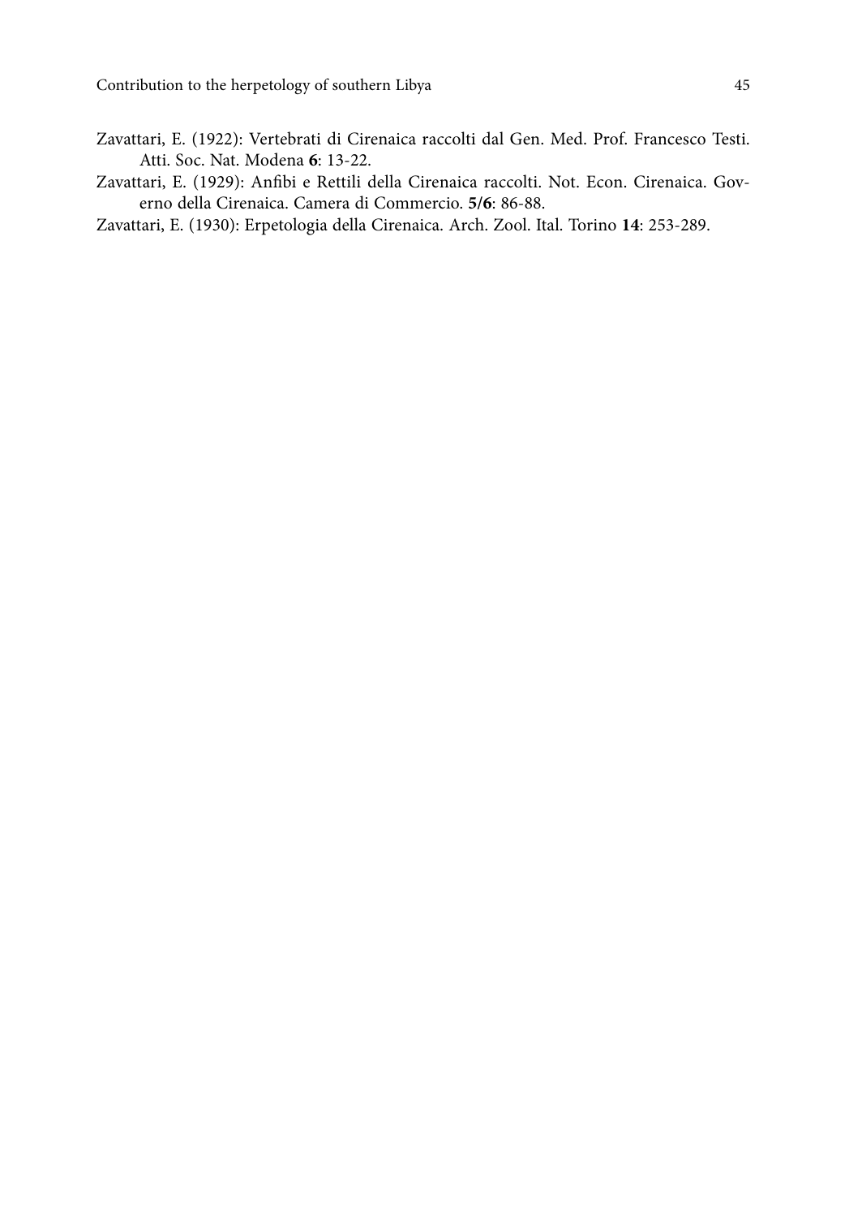Zavattari, E. (1922): Vertebrati di Cirenaica raccolti dal Gen. Med. Prof. Francesco Testi. Atti. Soc. Nat. Modena **6**: 13-22.

Zavattari, E. (1929): Anfibi e Rettili della Cirenaica raccolti. Not. Econ. Cirenaica. Governo della Cirenaica. Camera di Commercio. **5/6**: 86-88.

Zavattari, E. (1930): Erpetologia della Cirenaica. Arch. Zool. Ital. Torino **14**: 253-289.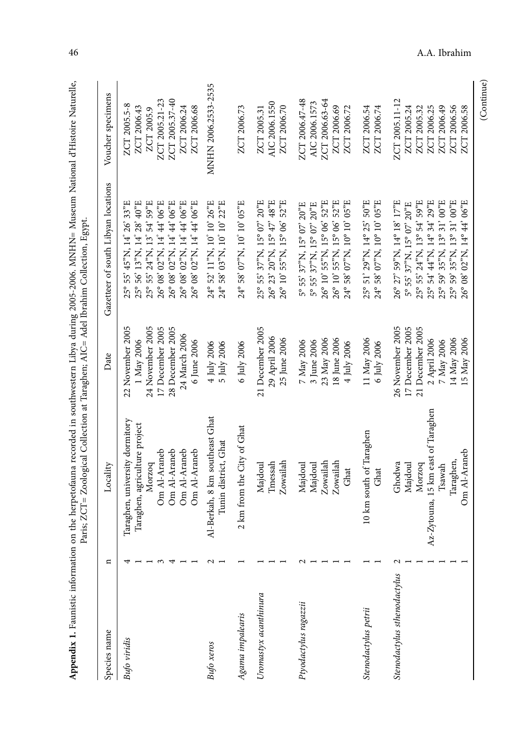**Appendix 1.** Faunistic information on the herpetofauna recorded in southwestern Libya during 2005-2006. MNHN= Museum National d'Histoire Naturelle, Paris; ZCT= Zoological Collection at Taraghen; AIC= Adel Ibrahim Collection, Egypt.

| Species name | n | Locality | Date | Gazetteer of south Libyan locations | Voucher specimens |
|---|---|---|---|---|---|
| *Bufo viridis* | 4 | Taraghen, university dormitory | 22 November 2005 | 25° 55' 45"N, 14° 26' 33"E | ZCT 2005.5-8 |
| | 1 | Taraghen, agriculture project | 1 May 2006 | 25° 56' 13"N, 14° 28' 40"E | ZCT 2006.43 |
| | 1 | Morzoq | 24 November 2005 | 25° 55' 24"N, 13° 54' 59"E | ZCT 2005.9 |
| | 3 | Om Al-Araneb | 17 December 2005 | 26° 08' 02"N, 14° 44' 06"E | ZCT 2005.21-23 |
| | 4 | Om Al-Araneb | 28 December 2005 | 26° 08' 02"N, 14° 44' 06"E | ZCT 2005.37-40 |
| | 1 | Om Al-Araneb | 24 March 2006 | 26° 08' 02"N, 14° 44' 06"E | ZCT 2006.24 |
| | 1 | Om Al-Araneb | 6 June 2006 | 26° 08' 02"N, 14° 44' 06"E | ZCT 2006.68 |
| *Bufo xeros* | 2 | Al-Berkah, 8 km southeast Ghat | 4 July 2006 | 24° 52' 11"N, 10° 10' 26"E | MNHN 2006.2533-2535 |
| | 1 | Tunin district, Ghat | 5 July 2006 | 24° 58' 03"N, 10° 10' 22"E | |
| *Agama impalearis* | 1 | 2 km from the City of Ghat | 6 July 2006 | 24° 58' 07"N, 10° 10' 05"E | ZCT 2006.73 |
| *Uromastyx acanthinura* | 1 | Majdoul | 21 December 2005 | 25° 55' 37"N, 15° 07' 20"E | ZCT 2005.31 |
| | 1 | Tmessah | 29 April 2006 | 26° 23' 20"N, 15° 47' 48"E | AIC 2006.1550 |
| | 1 | Zowailah | 25 June 2006 | 26° 10' 55"N, 15° 06' 52"E | ZCT 2006.70 |
| *Ptyodactylus ragazzii* | 2 | Majdoul | 7 May 2006 | 5° 55' 37"N, 15° 07' 20"E | ZCT 2006.47-48 |
| | 1 | Majdoul | 3 June 2006 | 5° 55' 37"N, 15° 07' 20"E | AIC 2006.1573 |
| | 1 | Zowailah | 23 May 2006 | 26° 10' 55"N, 15° 06' 52"E | ZCT 2006.63-64 |
| | 1 | Zowailah | 18 June 2006 | 26° 10' 55"N, 15° 06' 52"E | ZCT 2006.69 |
| | 1 | Ghat | 4 July 2006 | 24° 58' 07"N, 10° 10' 05"E | ZCT 2006.72 |
| *Stenodactylus petrii* | 1 | 10 km south of Taraghen | 11 May 2006 | 25° 51' 29"N, 14° 25' 50"E | ZCT 2006.54 |
| | 1 | Ghat | 6 July 2006 | 24° 58' 07"N, 10° 10' 05"E | ZCT 2006.74 |
| *Stenodactylus sthenodactylus* | 2 | Ghodwa | 26 November 2005 | 26° 27' 59"N, 14° 18' 17"E | ZCT 2005.11-12 |
| | 1 | Majdoul | 17 December 2005 | 5° 55' 37"N, 15° 07' 20"E | ZCT 2005.24 |
| | 1 | Morzoq | 21 December 2005 | 25° 55' 24"N, 13° 54' 59"E | ZCT 2005.32 |
| | 1 | Az-Zytouna, 15 km east of Taraghen | 2 April 2006 | 25° 54' 44"N, 14° 34' 29"E | ZCT 2006.25 |
| | 1 | Tsawah | 7 May 2006 | 25° 59' 35"N, 13° 31' 00"E | ZCT 2006.49 |
| | 1 | Taraghen, | 14 May 2006 | 25° 59' 35"N, 13° 31' 00"E | ZCT 2006.56 |
| | 1 | Om Al-Araneb | 15 May 2006 | 26° 08' 02"N, 14° 44' 06"E | ZCT 2006.58 |

(Continue)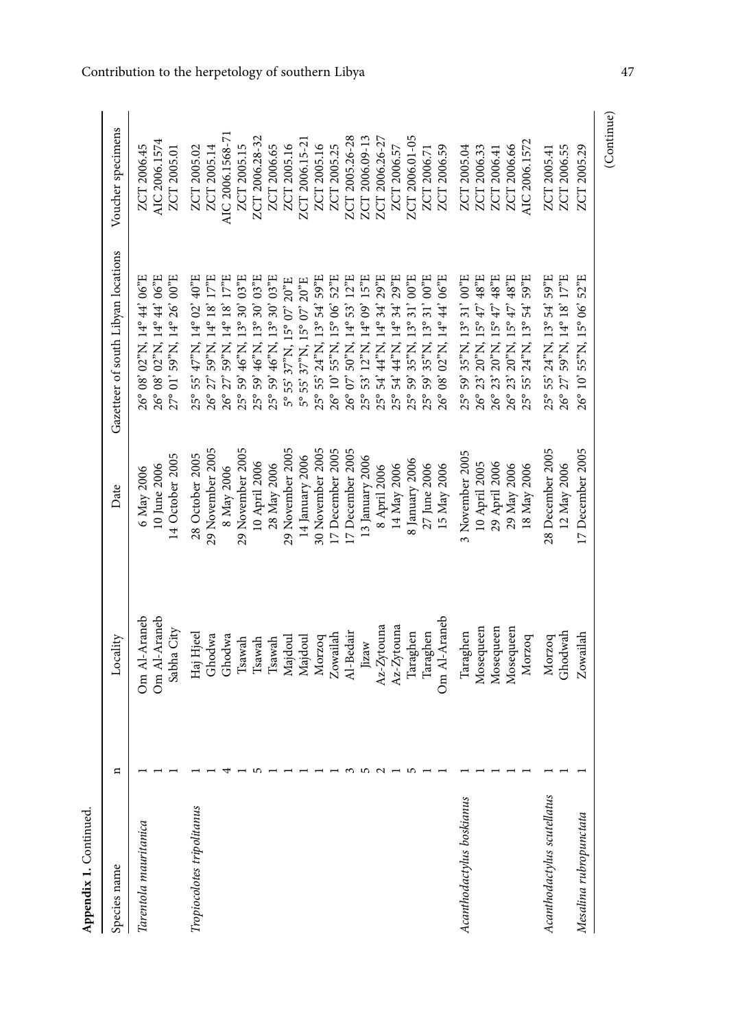**Appendix 1.** Continued.

| Species name | n | Locality | Date | Gazetteer of south Libyan locations | Voucher specimens |
|---|---|---|---|---|---|
| *Tarentola mauritanica* | 1 | Om Al-Araneb | 6 May 2006 | 26° 08' 02"N, 14° 44' 06"E | ZCT 2006.45 |
| | 1 | Om Al-Araneb | 10 June 2006 | 26° 08' 02"N, 14° 44' 06"E | AIC 2006.1574 |
| | 1 | Sabha City | 14 October 2005 | 27° 01' 59"N, 14° 26' 00"E | ZCT 2005.01 |
| *Tropiocolotes tripolitanus* | 1 | Haj Hjeel | 28 October 2005 | 25° 55' 47"N, 14° 02' 40"E | ZCT 2005.02 |
| | 1 | Ghodwa | 29 November 2005 | 26° 27' 59"N, 14° 18' 17"E | ZCT 2005.14 |
| | 4 | Ghodwa | 8 May 2006 | 26° 27' 59"N, 14° 18' 17"E | AIC 2006.1568-71 |
| | 1 | Tsawah | 29 November 2005 | 25° 59' 46"N, 13° 30' 03"E | ZCT 2005.15 |
| | 5 | Tsawah | 10 April 2006 | 25° 59' 46"N, 13° 30' 03"E | ZCT 2006.28-32 |
| | 1 | Tsawah | 28 May 2006 | 25° 59' 46"N, 13° 30' 03"E | ZCT 2006.65 |
| | 1 | Majdoul | 29 November 2005 | 5° 55' 37"N, 15° 07' 20"E | ZCT 2005.16 |
| | 1 | Majdoul | 14 January 2006 | 5° 55' 37"N, 15° 07' 20"E | ZCT 2006.15-21 |
| | 1 | Morzoq | 30 November 2005 | 25° 55' 24"N, 13° 54' 59"E | ZCT 2005.16 |
| | 1 | Zowailah | 17 December 2005 | 26° 10' 55"N, 15° 06' 52"E | ZCT 2005.25 |
| | 3 | Al-Bedair | 17 December 2005 | 26° 07' 50"N, 14° 53' 12"E | ZCT 2005.26-28 |
| | 5 | Jizaw | 13 January 2006 | 25° 53' 12"N, 14° 09' 15"E | ZCT 2006.09-13 |
| | 2 | Az-Zytouna | 8 April 2006 | 25° 54' 44"N, 14° 34' 29"E | ZCT 2006.26-27 |
| | 1 | Az-Zytouna | 14 May 2006 | 25° 54' 44"N, 14° 34' 29"E | ZCT 2006.57 |
| | 5 | Taraghen | 8 January 2006 | 25° 59' 35"N, 13° 31' 00"E | ZCT 2006.01-05 |
| | 1 | Taraghen | 27 June 2006 | 25° 59' 35"N, 13° 31' 00"E | ZCT 2006.71 |
| | 1 | Om Al-Araneb | 15 May 2006 | 26° 08' 02"N, 14° 44' 06"E | ZCT 2006.59 |
| *Acanthodactylus boskianus* | 1 | Taraghen | 3 November 2005 | 25° 59' 35"N, 13° 31' 00"E | ZCT 2005.04 |
| | 1 | Mosequeen | 10 April 2005 | 26° 23' 20"N, 15° 47' 48"E | ZCT 2006.33 |
| | 1 | Mosequeen | 29 April 2006 | 26° 23' 20"N, 15° 47' 48"E | ZCT 2006.41 |
| | 1 | Mosequeen | 29 May 2006 | 26° 23' 20"N, 15° 47' 48"E | ZCT 2006.66 |
| | 1 | Morzoq | 18 May 2006 | 25° 55' 24"N, 13° 54' 59"E | AIC 2006.1572 |
| *Acanthodactylus scutellatus* | 1 | Morzoq | 28 December 2005 | 25° 55' 24"N, 13° 54' 59"E | ZCT 2005.41 |
| | 1 | Ghodwah | 12 May 2006 | 26° 27' 59"N, 14° 18' 17"E | ZCT 2006.55 |
| *Mesalina rubropunctata* | 1 | Zowailah | 17 December 2005 | 26° 10' 55"N, 15° 06' 52"E | ZCT 2005.29 |

(Continue)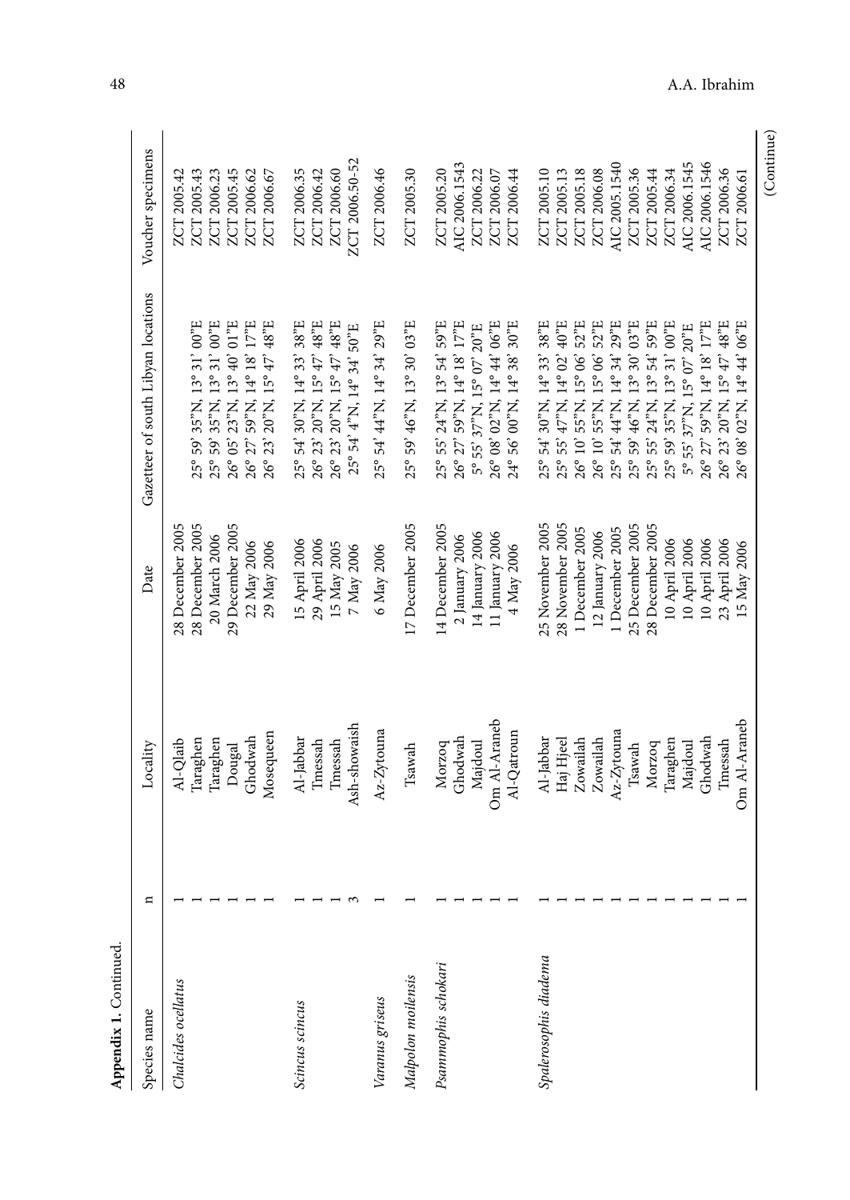**Appendix 1.** Continued.

| Species name | n | Locality | Date | Gazetteer of south Libyan locations | Voucher specimens |
|---|---|---|---|---|---|
| *Chalcides ocellatus* | 1 | Al-Qlaib | 28 December 2005 | | ZCT 2005.42 |
| | 1 | Taraghen | 28 December 2005 | 25° 59' 35"N, 13° 31' 00"E | ZCT 2005.43 |
| | 1 | Taraghen | 20 March 2006 | 25° 59' 35"N, 13° 31' 00"E | ZCT 2006.23 |
| | 1 | Dougal | 29 December 2005 | 26° 05' 23"N, 13° 40' 01"E | ZCT 2005.45 |
| | 1 | Ghodwah | 22 May 2006 | 26° 27' 59"N, 14° 18' 17"E | ZCT 2006.62 |
| | 1 | Mosequeen | 29 May 2006 | 26° 23' 20"N, 15° 47' 48"E | ZCT 2006.67 |
| *Scincus scincus* | 1 | Al-Jabbar | 15 April 2006 | 25° 54' 30"N, 14° 33' 38"E | ZCT 2006.35 |
| | 1 | Tmessah | 29 April 2006 | 26° 23' 20"N, 15° 47' 48"E | ZCT 2006.42 |
| | 1 | Tmessah | 15 May 2005 | 26° 23' 20"N, 15° 47' 48"E | ZCT 2006.60 |
| | 3 | Ash-showaish | 7 May 2006 | 25° 54' 4"N, 14° 34' 50"E | ZCT 2006.50-52 |
| *Varanus griseus* | 1 | Az-Zytouna | 6 May 2006 | 25° 54' 44"N, 14° 34' 29"E | ZCT 2006.46 |
| *Malpolon moilensis* | 1 | Tsawah | 17 December 2005 | 25° 59' 46"N, 13° 30' 03"E | ZCT 2005.30 |
| *Psammophis schokari* | 1 | Morzoq | 14 December 2005 | 25° 55' 24"N, 13° 54' 59"E | ZCT 2005.20 |
| | 1 | Ghodwah | 2 January 2006 | 26° 27' 59"N, 14° 18' 17"E | AIC 2006.1543 |
| | 1 | Majdoul | 14 January 2006 | 5° 55' 37"N, 15° 07' 20"E | ZCT 2006.22 |
| | 1 | Om Al-Araneb | 11 January 2006 | 26° 08' 02"N, 14° 44' 06"E | ZCT 2006.07 |
| | 1 | Al-Qatroun | 4 May 2006 | 24° 56' 00"N, 14° 38' 30"E | ZCT 2006.44 |
| *Spalerosophis diadema* | 1 | Al-Jabbar | 25 November 2005 | 25° 54' 30"N, 14° 33' 38"E | ZCT 2005.10 |
| | 1 | Haj Hjeel | 28 November 2005 | 25° 55' 47"N, 14° 02' 40"E | ZCT 2005.13 |
| | 1 | Zowailah | 1 December 2005 | 26° 10' 55"N, 15° 06' 52"E | ZCT 2005.18 |
| | 1 | Zowailah | 12 January 2006 | 26° 10' 55"N, 15° 06' 52"E | ZCT 2006.08 |
| | 1 | Az-Zytouna | 1 December 2005 | 25° 54' 44"N, 14° 34' 29"E | AIC 2005.1540 |
| | 1 | Tsawah | 25 December 2005 | 25° 59' 46"N, 13° 30' 03"E | ZCT 2005.36 |
| | 1 | Morzoq | 28 December 2005 | 25° 55' 24"N, 13° 54' 59"E | ZCT 2005.44 |
| | 1 | Taraghen | 10 April 2006 | 25° 59' 35"N, 13° 31' 00"E | ZCT 2006.34 |
| | 1 | Majdoul | 10 April 2006 | 5° 55' 37"N, 15° 07' 20"E | AIC 2006.1545 |
| | 1 | Ghodwah | 10 April 2006 | 26° 27' 59"N, 14° 18' 17"E | AIC 2006.1546 |
| | 1 | Tmessah | 23 April 2006 | 26° 23' 20"N, 15° 47' 48"E | ZCT 2006.36 |
| | 1 | Om Al-Araneb | 15 May 2006 | 26° 08' 02"N, 14° 44' 06"E | ZCT 2006.61 |

(Continue)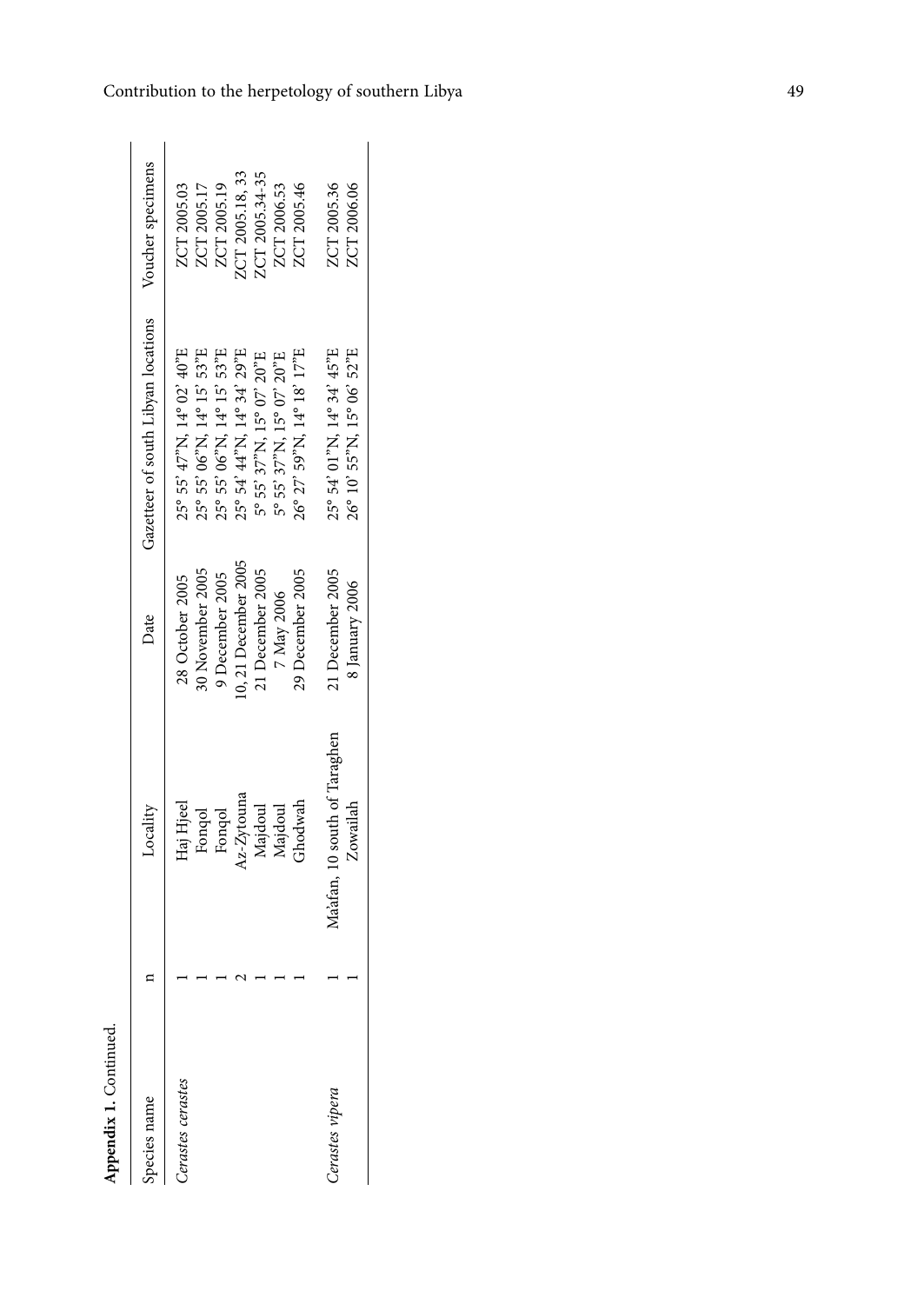**Appendix 1.** Continued.

| Species name | n | Locality | Date | Gazetteer of south Libyan locations | Voucher specimens |
|---|---|---|---|---|---|
| *Cerastes cerastes* | 1 | Haj Hjeel | 28 October 2005 | 25° 55' 47"N, 14° 02' 40"E | ZCT 2005.03 |
| | 1 | Fonqol | 30 November 2005 | 25° 55' 06"N, 14° 15' 53"E | ZCT 2005.17 |
| | 1 | Fonqol | 9 December 2005 | 25° 55' 06"N, 14° 15' 53"E | ZCT 2005.19 |
| | 2 | Az-Zytouna | 10, 21 December 2005 | 25° 54' 44"N, 14° 34' 29"E | ZCT 2005.18, 33 |
| | 1 | Majdoul | 21 December 2005 | 5° 55' 37"N, 15° 07' 20"E | ZCT 2005.34-35 |
| | 1 | Majdoul | 7 May 2006 | 5° 55' 37"N, 15° 07' 20"E | ZCT 2006.53 |
| | 1 | Ghodwah | 29 December 2005 | 26° 27' 59"N, 14° 18' 17"E | ZCT 2005.46 |
| *Cerastes vipera* | 1 | Maàfan, 10 south of Taraghen | 21 December 2005 | 25° 54' 01"N, 14° 34' 45"E | ZCT 2005.36 |
| | 1 | Zowailah | 8 January 2006 | 26° 10' 55"N, 15° 06' 52"E | ZCT 2006.06 |